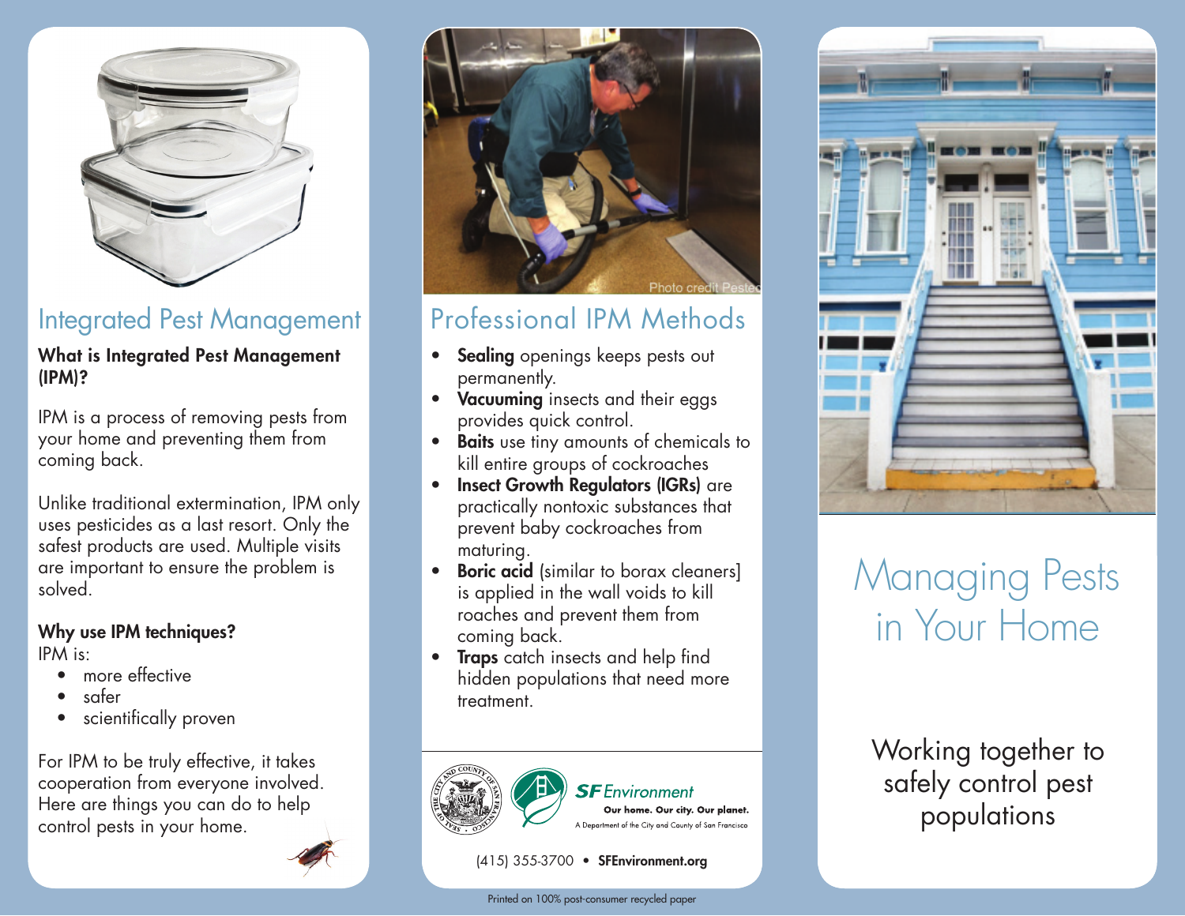# Integrated Pest Management

**What is Integrated Pest Management (IPM)?**

IPM is a process of removing pests from your home and preventing them from coming back.

Unlike traditional extermination, IPM only uses pesticides as a last resort. Only the safest products are used. Multiple visits are important to ensure the problem is solved.

**Why use IPM techniques?**
IPM is:

- more effective
- safer
- scientifically proven

For IPM to be truly effective, it takes cooperation from everyone involved. Here are things you can do to help control pests in your home.

Photo credit Pestec

# Professional IPM Methods

- **Sealing** openings keeps pests out permanently.
- **Vacuuming** insects and their eggs provides quick control.
- **Baits** use tiny amounts of chemicals to kill entire groups of cockroaches
- **Insect Growth Regulators (IGRs)** are practically nontoxic substances that prevent baby cockroaches from maturing.
- **Boric acid** (similar to borax cleaners] is applied in the wall voids to kill roaches and prevent them from coming back.
- **Traps** catch insects and help find hidden populations that need more treatment.

**SF** *Environment*
**Our home. Our city. Our planet.**
A Department of the City and County of San Francisco

(415) 355-3700 • **SFEnvironment.org**

Printed on 100% post-consumer recycled paper

# Managing Pests in Your Home

Working together to safely control pest populations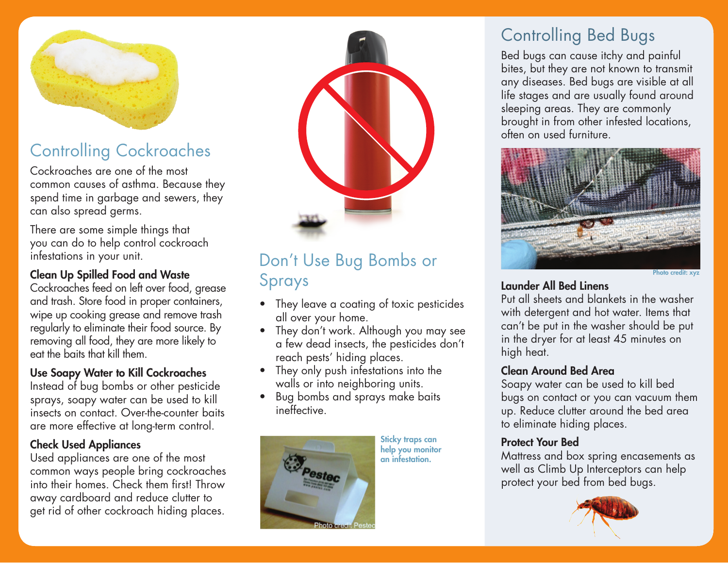## Controlling Cockroaches

Cockroaches are one of the most common causes of asthma. Because they spend time in garbage and sewers, they can also spread germs.

There are some simple things that you can do to help control cockroach infestations in your unit.

**Clean Up Spilled Food and Waste**
Cockroaches feed on left over food, grease and trash. Store food in proper containers, wipe up cooking grease and remove trash regularly to eliminate their food source. By removing all food, they are more likely to eat the baits that kill them.

**Use Soapy Water to Kill Cockroaches**
Instead of bug bombs or other pesticide sprays, soapy water can be used to kill insects on contact. Over-the-counter baits are more effective at long-term control.

**Check Used Appliances**
Used appliances are one of the most common ways people bring cockroaches into their homes. Check them first! Throw away cardboard and reduce clutter to get rid of other cockroach hiding places.

## Don't Use Bug Bombs or Sprays

- They leave a coating of toxic pesticides all over your home.
- They don't work. Although you may see a few dead insects, the pesticides don't reach pests' hiding places.
- They only push infestations into the walls or into neighboring units.
- Bug bombs and sprays make baits ineffective.

Photo credit Pestec

**Sticky traps can help you monitor an infestation.**

## Controlling Bed Bugs

Bed bugs can cause itchy and painful bites, but they are not known to transmit any diseases. Bed bugs are visible at all life stages and are usually found around sleeping areas. They are commonly brought in from other infested locations, often on used furniture.

Photo credit: xyz

**Launder All Bed Linens**
Put all sheets and blankets in the washer with detergent and hot water. Items that can't be put in the washer should be put in the dryer for at least 45 minutes on high heat.

**Clean Around Bed Area**
Soapy water can be used to kill bed bugs on contact or you can vacuum them up. Reduce clutter around the bed area to eliminate hiding places.

**Protect Your Bed**
Mattress and box spring encasements as well as Climb Up Interceptors can help protect your bed from bed bugs.